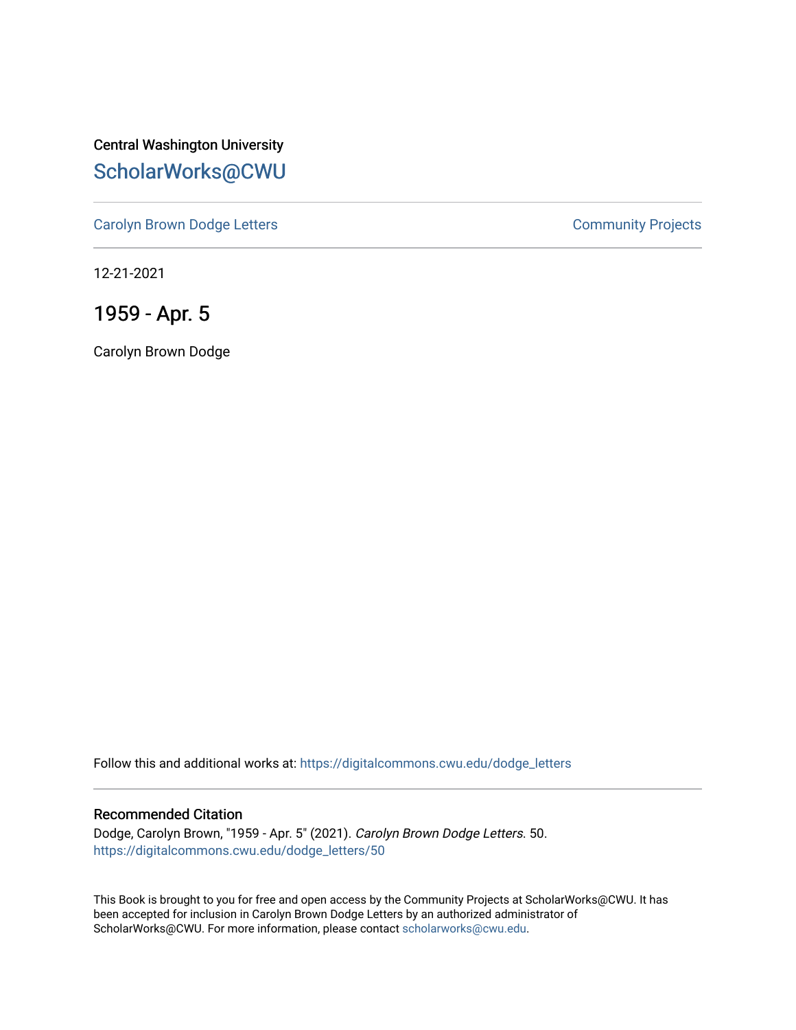Central Washington University

## ScholarWorks@CWU

Carolyn Brown Dodge Letters

Community Projects

12-21-2021

# 1959 - Apr. 5

Carolyn Brown Dodge

Follow this and additional works at: https://digitalcommons.cwu.edu/dodge_letters

### Recommended Citation

Dodge, Carolyn Brown, "1959 - Apr. 5" (2021). *Carolyn Brown Dodge Letters*. 50.
https://digitalcommons.cwu.edu/dodge_letters/50

This Book is brought to you for free and open access by the Community Projects at ScholarWorks@CWU. It has been accepted for inclusion in Carolyn Brown Dodge Letters by an authorized administrator of ScholarWorks@CWU. For more information, please contact scholarworks@cwu.edu.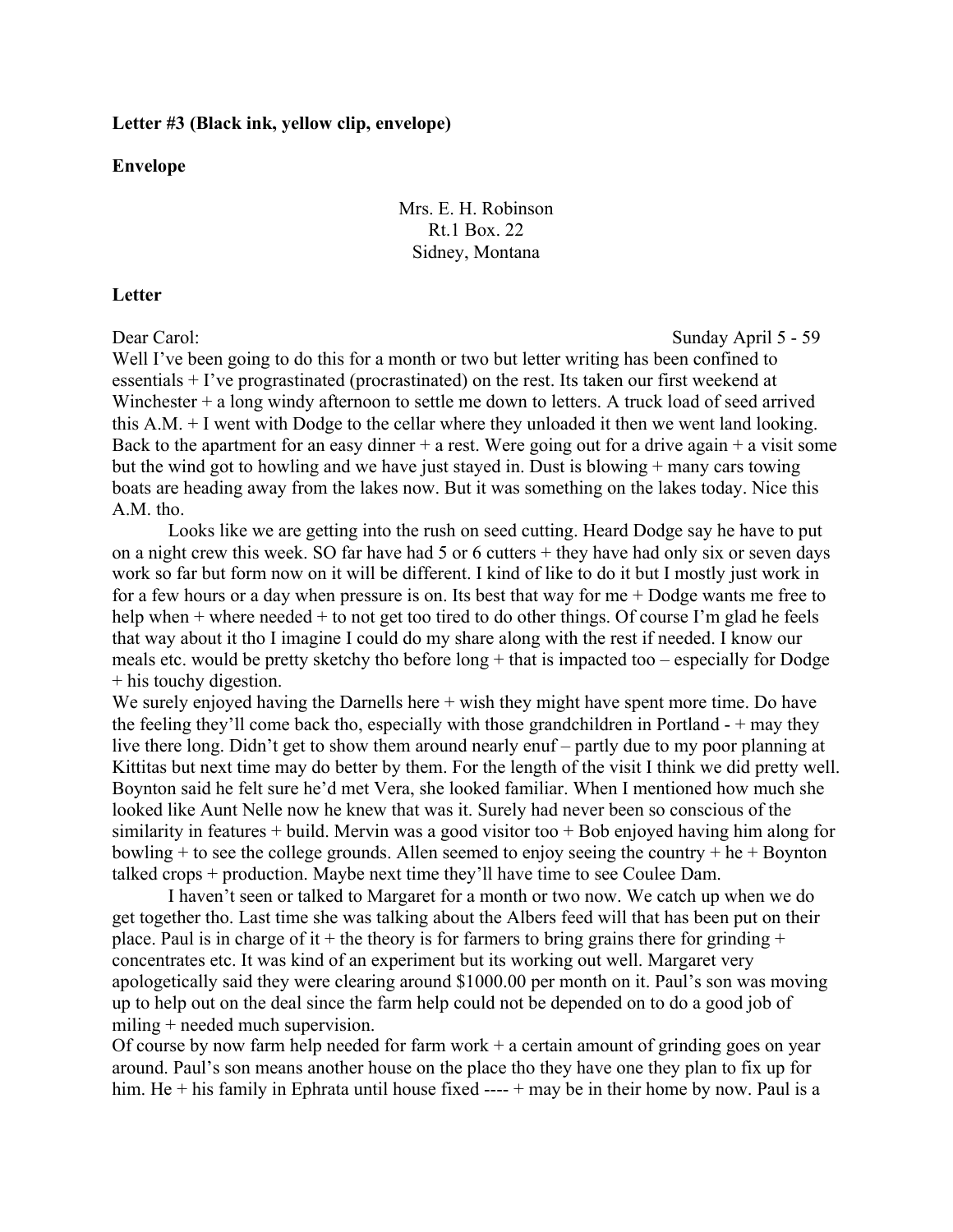**Letter #3 (Black ink, yellow clip, envelope)**

**Envelope**

Mrs. E. H. Robinson
Rt.1 Box. 22
Sidney, Montana

**Letter**

Dear Carol: Sunday April 5 - 59

Well I've been going to do this for a month or two but letter writing has been confined to essentials + I've prograstinated (procrastinated) on the rest. Its taken our first weekend at Winchester + a long windy afternoon to settle me down to letters. A truck load of seed arrived this A.M. + I went with Dodge to the cellar where they unloaded it then we went land looking. Back to the apartment for an easy dinner + a rest. Were going out for a drive again + a visit some but the wind got to howling and we have just stayed in. Dust is blowing + many cars towing boats are heading away from the lakes now. But it was something on the lakes today. Nice this A.M. tho.

Looks like we are getting into the rush on seed cutting. Heard Dodge say he have to put on a night crew this week. SO far have had 5 or 6 cutters + they have had only six or seven days work so far but form now on it will be different. I kind of like to do it but I mostly just work in for a few hours or a day when pressure is on. Its best that way for me + Dodge wants me free to help when + where needed + to not get too tired to do other things. Of course I'm glad he feels that way about it tho I imagine I could do my share along with the rest if needed. I know our meals etc. would be pretty sketchy tho before long + that is impacted too – especially for Dodge + his touchy digestion.

We surely enjoyed having the Darnells here + wish they might have spent more time. Do have the feeling they'll come back tho, especially with those grandchildren in Portland - + may they live there long. Didn't get to show them around nearly enuf – partly due to my poor planning at Kittitas but next time may do better by them. For the length of the visit I think we did pretty well. Boynton said he felt sure he'd met Vera, she looked familiar. When I mentioned how much she looked like Aunt Nelle now he knew that was it. Surely had never been so conscious of the similarity in features + build. Mervin was a good visitor too + Bob enjoyed having him along for bowling + to see the college grounds. Allen seemed to enjoy seeing the country + he + Boynton talked crops + production. Maybe next time they'll have time to see Coulee Dam.

I haven't seen or talked to Margaret for a month or two now. We catch up when we do get together tho. Last time she was talking about the Albers feed will that has been put on their place. Paul is in charge of it + the theory is for farmers to bring grains there for grinding + concentrates etc. It was kind of an experiment but its working out well. Margaret very apologetically said they were clearing around $1000.00 per month on it. Paul's son was moving up to help out on the deal since the farm help could not be depended on to do a good job of miling + needed much supervision.

Of course by now farm help needed for farm work + a certain amount of grinding goes on year around. Paul's son means another house on the place tho they have one they plan to fix up for him. He + his family in Ephrata until house fixed ---- + may be in their home by now. Paul is a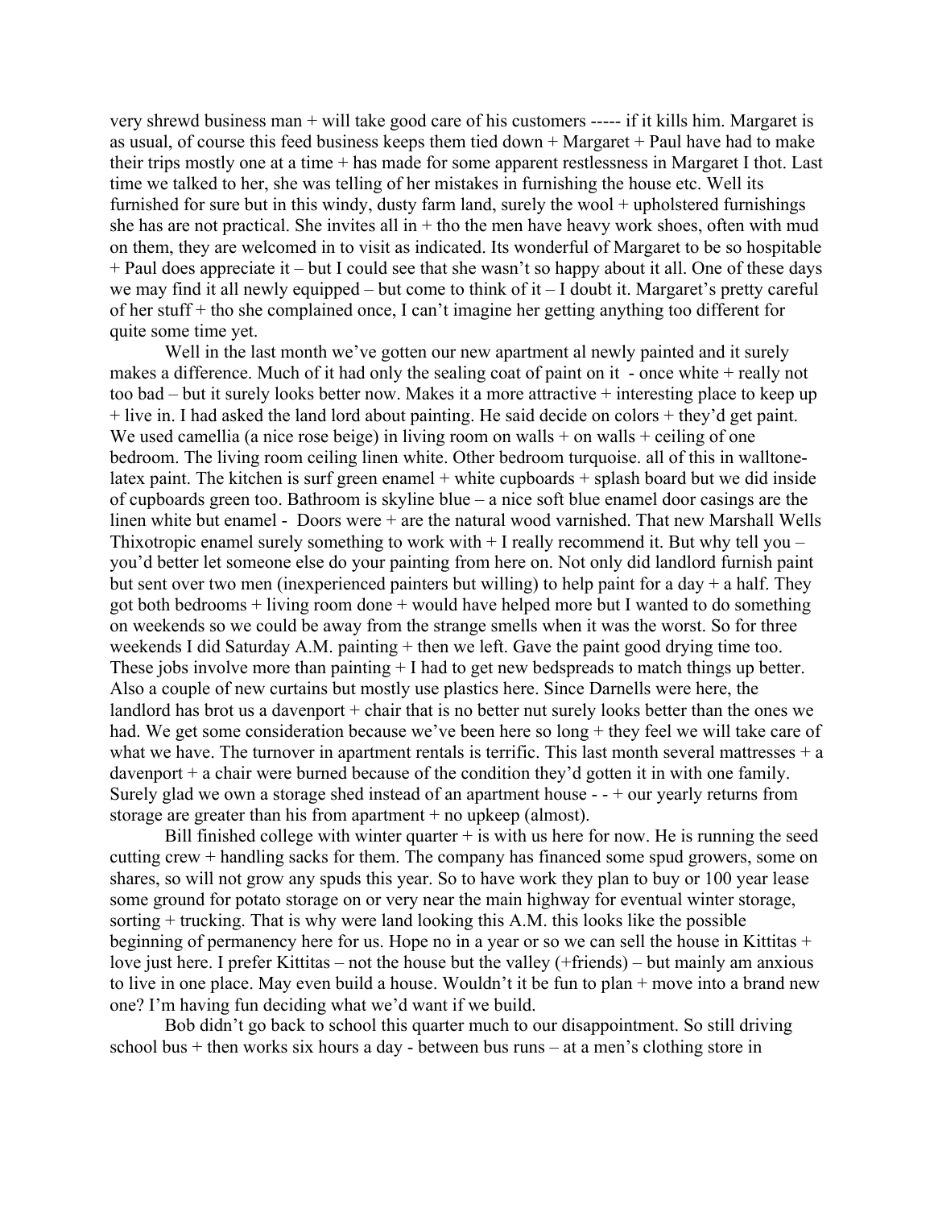very shrewd business man + will take good care of his customers ----- if it kills him. Margaret is as usual, of course this feed business keeps them tied down + Margaret + Paul have had to make their trips mostly one at a time + has made for some apparent restlessness in Margaret I thot. Last time we talked to her, she was telling of her mistakes in furnishing the house etc. Well its furnished for sure but in this windy, dusty farm land, surely the wool + upholstered furnishings she has are not practical. She invites all in + tho the men have heavy work shoes, often with mud on them, they are welcomed in to visit as indicated. Its wonderful of Margaret to be so hospitable + Paul does appreciate it – but I could see that she wasn't so happy about it all. One of these days we may find it all newly equipped – but come to think of it – I doubt it. Margaret's pretty careful of her stuff + tho she complained once, I can't imagine her getting anything too different for quite some time yet.

Well in the last month we've gotten our new apartment al newly painted and it surely makes a difference. Much of it had only the sealing coat of paint on it - once white + really not too bad – but it surely looks better now. Makes it a more attractive + interesting place to keep up + live in. I had asked the land lord about painting. He said decide on colors + they'd get paint. We used camellia (a nice rose beige) in living room on walls + on walls + ceiling of one bedroom. The living room ceiling linen white. Other bedroom turquoise. all of this in walltone-latex paint. The kitchen is surf green enamel + white cupboards + splash board but we did inside of cupboards green too. Bathroom is skyline blue – a nice soft blue enamel door casings are the linen white but enamel - Doors were + are the natural wood varnished. That new Marshall Wells Thixotropic enamel surely something to work with + I really recommend it. But why tell you – you'd better let someone else do your painting from here on. Not only did landlord furnish paint but sent over two men (inexperienced painters but willing) to help paint for a day + a half. They got both bedrooms + living room done + would have helped more but I wanted to do something on weekends so we could be away from the strange smells when it was the worst. So for three weekends I did Saturday A.M. painting + then we left. Gave the paint good drying time too. These jobs involve more than painting + I had to get new bedspreads to match things up better. Also a couple of new curtains but mostly use plastics here. Since Darnells were here, the landlord has brot us a davenport + chair that is no better nut surely looks better than the ones we had. We get some consideration because we've been here so long + they feel we will take care of what we have. The turnover in apartment rentals is terrific. This last month several mattresses + a davenport + a chair were burned because of the condition they'd gotten it in with one family. Surely glad we own a storage shed instead of an apartment house - - + our yearly returns from storage are greater than his from apartment + no upkeep (almost).

Bill finished college with winter quarter + is with us here for now. He is running the seed cutting crew + handling sacks for them. The company has financed some spud growers, some on shares, so will not grow any spuds this year. So to have work they plan to buy or 100 year lease some ground for potato storage on or very near the main highway for eventual winter storage, sorting + trucking. That is why were land looking this A.M. this looks like the possible beginning of permanency here for us. Hope no in a year or so we can sell the house in Kittitas + love just here. I prefer Kittitas – not the house but the valley (+friends) – but mainly am anxious to live in one place. May even build a house. Wouldn't it be fun to plan + move into a brand new one? I'm having fun deciding what we'd want if we build.

Bob didn't go back to school this quarter much to our disappointment. So still driving school bus + then works sicx hours a day - between bus runs – at a men's clothing store in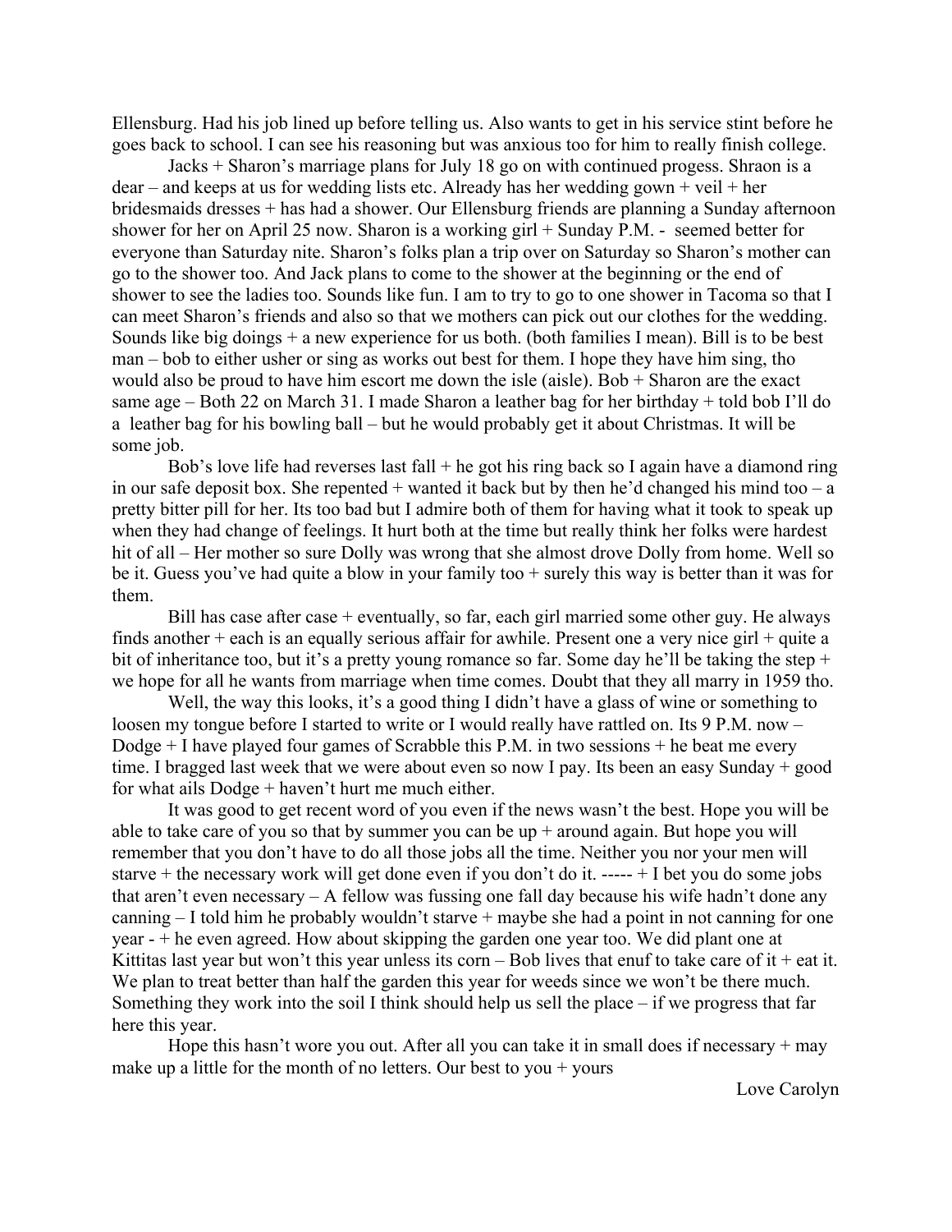Ellensburg. Had his job lined up before telling us. Also wants to get in his service stint before he goes back to school. I can see his reasoning but was anxious too for him to really finish college.

Jacks + Sharon's marriage plans for July 18 go on with continued progess. Shraon is a dear – and keeps at us for wedding lists etc. Already has her wedding gown + veil + her bridesmaids dresses + has had a shower. Our Ellensburg friends are planning a Sunday afternoon shower for her on April 25 now. Sharon is a working girl + Sunday P.M. - seemed better for everyone than Saturday nite. Sharon's folks plan a trip over on Saturday so Sharon's mother can go to the shower too. And Jack plans to come to the shower at the beginning or the end of shower to see the ladies too. Sounds like fun. I am to try to go to one shower in Tacoma so that I can meet Sharon's friends and also so that we mothers can pick out our clothes for the wedding. Sounds like big doings + a new experience for us both. (both families I mean). Bill is to be best man – bob to either usher or sing as works out best for them. I hope they have him sing, tho would also be proud to have him escort me down the isle (aisle). Bob + Sharon are the exact same age – Both 22 on March 31. I made Sharon a leather bag for her birthday + told bob I'll do a leather bag for his bowling ball – but he would probably get it about Christmas. It will be some job.

Bob's love life had reverses last fall + he got his ring back so I again have a diamond ring in our safe deposit box. She repented + wanted it back but by then he'd changed his mind too – a pretty bitter pill for her. Its too bad but I admire both of them for having what it took to speak up when they had change of feelings. It hurt both at the time but really think her folks were hardest hit of all – Her mother so sure Dolly was wrong that she almost drove Dolly from home. Well so be it. Guess you've had quite a blow in your family too + surely this way is better than it was for them.

Bill has case after case + eventually, so far, each girl married some other guy. He always finds another + each is an equally serious affair for awhile. Present one a very nice girl + quite a bit of inheritance too, but it's a pretty young romance so far. Some day he'll be taking the step + we hope for all he wants from marriage when time comes. Doubt that they all marry in 1959 tho.

Well, the way this looks, it's a good thing I didn't have a glass of wine or something to loosen my tongue before I started to write or I would really have rattled on. Its 9 P.M. now – Dodge + I have played four games of Scrabble this P.M. in two sessions + he beat me every time. I bragged last week that we were about even so now I pay. Its been an easy Sunday + good for what ails Dodge + haven't hurt me much either.

It was good to get recent word of you even if the news wasn't the best. Hope you will be able to take care of you so that by summer you can be up + around again. But hope you will remember that you don't have to do all those jobs all the time. Neither you nor your men will starve + the necessary work will get done even if you don't do it. ----- + I bet you do some jobs that aren't even necessary – A fellow was fussing one fall day because his wife hadn't done any canning – I told him he probably wouldn't starve + maybe she had a point in not canning for one year - + he even agreed. How about skipping the garden one year too. We did plant one at Kittitas last year but won't this year unless its corn – Bob lives that enuf to take care of it + eat it. We plan to treat better than half the garden this year for weeds since we won't be there much. Something they work into the soil I think should help us sell the place – if we progress that far here this year.

Hope this hasn't wore you out. After all you can take it in small does if necessary + may make up a little for the month of no letters. Our best to you + yours

Love Carolyn